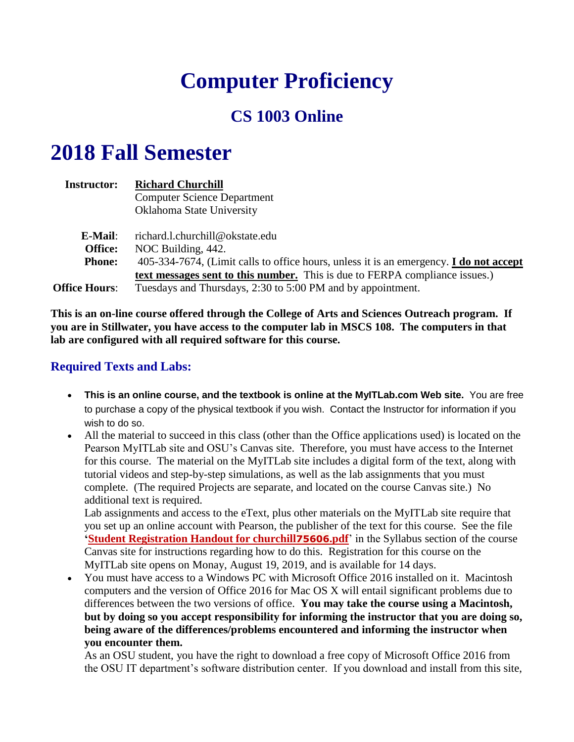# Computer Proficiency

## CS 1003 Online

# 2018 Fall Semester

**Instructor:** **Richard Churchill**
Computer Science Department
Oklahoma State University

**E-Mail**: richard.l.churchill@okstate.edu
**Office:** NOC Building, 442.
**Phone:** 405-334-7674, (Limit calls to office hours, unless it is an emergency. **I do not accept text messages sent to this number.** This is due to FERPA compliance issues.)
**Office Hours**: Tuesdays and Thursdays, 2:30 to 5:00 PM and by appointment.

**This is an on-line course offered through the College of Arts and Sciences Outreach program. If you are in Stillwater, you have access to the computer lab in MSCS 108. The computers in that lab are configured with all required software for this course.**

### Required Texts and Labs:

- **This is an online course, and the textbook is online at the MyITLab.com Web site.** You are free to purchase a copy of the physical textbook if you wish. Contact the Instructor for information if you wish to do so.
- All the material to succeed in this class (other than the Office applications used) is located on the Pearson MyITLab site and OSU's Canvas site. Therefore, you must have access to the Internet for this course. The material on the MyITLab site includes a digital form of the text, along with tutorial videos and step-by-step simulations, as well as the lab assignments that you must complete. (The required Projects are separate, and located on the course Canvas site.) No additional text is required.

  Lab assignments and access to the eText, plus other materials on the MyITLab site require that you set up an online account with Pearson, the publisher of the text for this course. See the file '**Student Registration Handout for churchill75606.pdf**' in the Syllabus section of the course Canvas site for instructions regarding how to do this. Registration for this course on the MyITLab site opens on Monay, August 19, 2019, and is available for 14 days.
- You must have access to a Windows PC with Microsoft Office 2016 installed on it. Macintosh computers and the version of Office 2016 for Mac OS X will entail significant problems due to differences between the two versions of office. **You may take the course using a Macintosh, but by doing so you accept responsibility for informing the instructor that you are doing so, being aware of the differences/problems encountered and informing the instructor when you encounter them.**

  As an OSU student, you have the right to download a free copy of Microsoft Office 2016 from the OSU IT department's software distribution center. If you download and install from this site,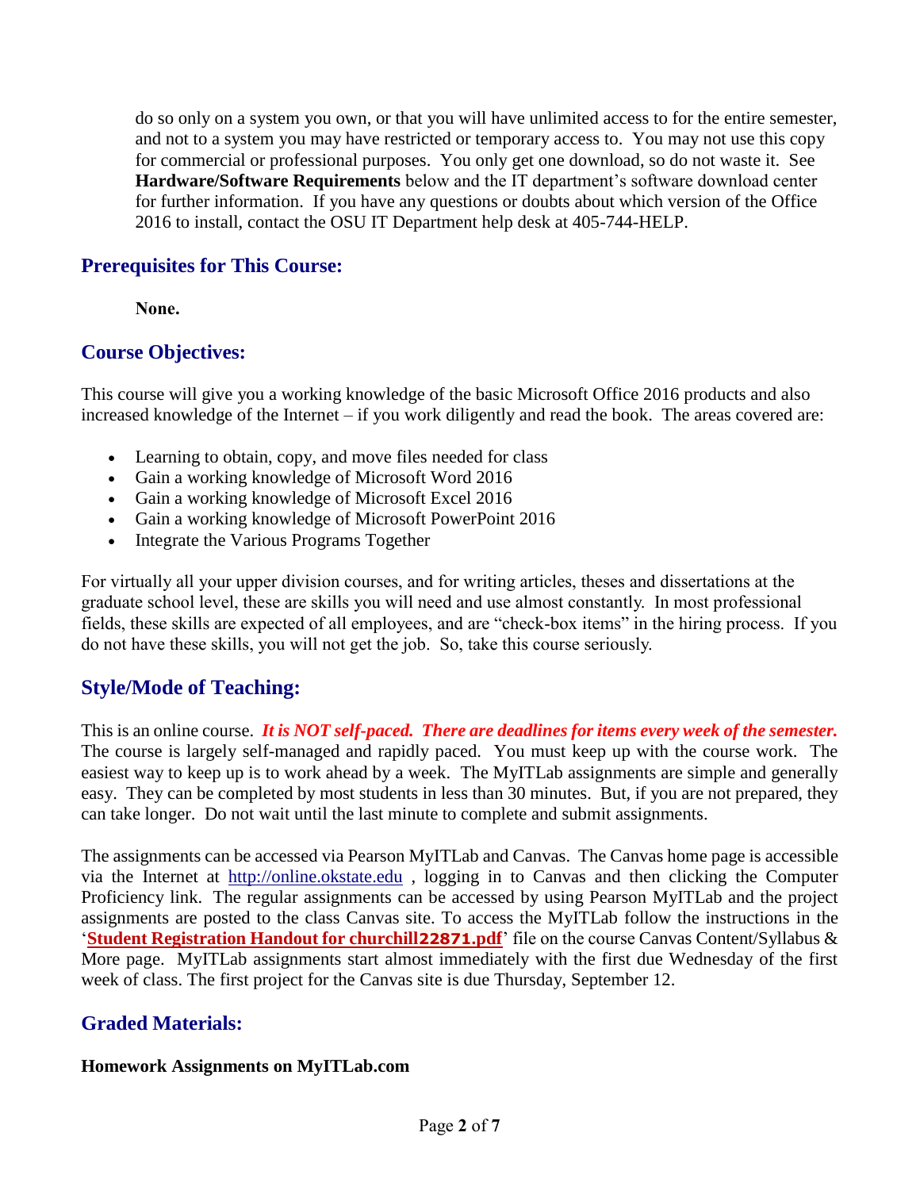do so only on a system you own, or that you will have unlimited access to for the entire semester, and not to a system you may have restricted or temporary access to. You may not use this copy for commercial or professional purposes. You only get one download, so do not waste it. See **Hardware/Software Requirements** below and the IT department's software download center for further information. If you have any questions or doubts about which version of the Office 2016 to install, contact the OSU IT Department help desk at 405-744-HELP.

## Prerequisites for This Course:

**None.**

## Course Objectives:

This course will give you a working knowledge of the basic Microsoft Office 2016 products and also increased knowledge of the Internet – if you work diligently and read the book. The areas covered are:

- Learning to obtain, copy, and move files needed for class
- Gain a working knowledge of Microsoft Word 2016
- Gain a working knowledge of Microsoft Excel 2016
- Gain a working knowledge of Microsoft PowerPoint 2016
- Integrate the Various Programs Together

For virtually all your upper division courses, and for writing articles, theses and dissertations at the graduate school level, these are skills you will need and use almost constantly. In most professional fields, these skills are expected of all employees, and are "check-box items" in the hiring process. If you do not have these skills, you will not get the job. So, take this course seriously.

## Style/Mode of Teaching:

This is an online course. ***It is NOT self-paced. There are deadlines for items every week of the semester.*** The course is largely self-managed and rapidly paced. You must keep up with the course work. The easiest way to keep up is to work ahead by a week. The MyITLab assignments are simple and generally easy. They can be completed by most students in less than 30 minutes. But, if you are not prepared, they can take longer. Do not wait until the last minute to complete and submit assignments.

The assignments can be accessed via Pearson MyITLab and Canvas. The Canvas home page is accessible via the Internet at [http://online.okstate.edu](http://online.okstate.edu) , logging in to Canvas and then clicking the Computer Proficiency link. The regular assignments can be accessed by using Pearson MyITLab and the project assignments are posted to the class Canvas site. To access the MyITLab follow the instructions in the '**Student Registration Handout for churchill22871.pdf**' file on the course Canvas Content/Syllabus & More page. MyITLab assignments start almost immediately with the first due Wednesday of the first week of class. The first project for the Canvas site is due Thursday, September 12.

## Graded Materials:

**Homework Assignments on MyITLab.com**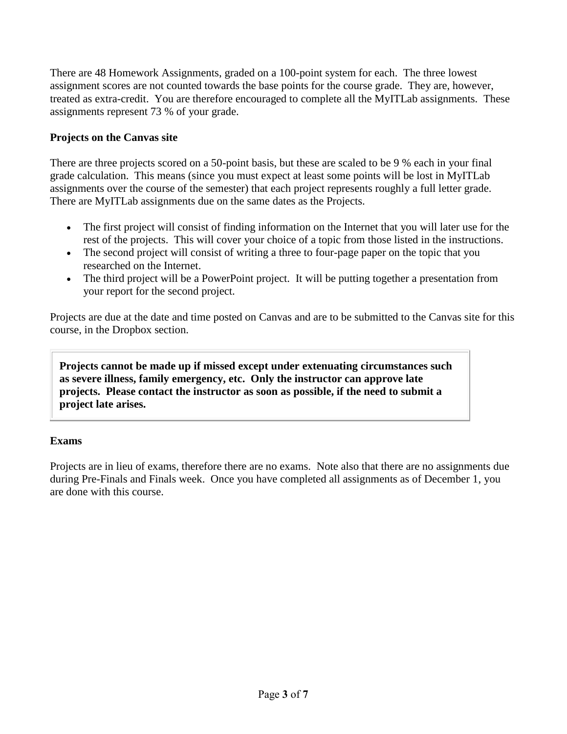There are 48 Homework Assignments, graded on a 100-point system for each. The three lowest assignment scores are not counted towards the base points for the course grade. They are, however, treated as extra-credit. You are therefore encouraged to complete all the MyITLab assignments. These assignments represent 73 % of your grade.

### Projects on the Canvas site

There are three projects scored on a 50-point basis, but these are scaled to be 9 % each in your final grade calculation. This means (since you must expect at least some points will be lost in MyITLab assignments over the course of the semester) that each project represents roughly a full letter grade. There are MyITLab assignments due on the same dates as the Projects.

- The first project will consist of finding information on the Internet that you will later use for the rest of the projects. This will cover your choice of a topic from those listed in the instructions.
- The second project will consist of writing a three to four-page paper on the topic that you researched on the Internet.
- The third project will be a PowerPoint project. It will be putting together a presentation from your report for the second project.

Projects are due at the date and time posted on Canvas and are to be submitted to the Canvas site for this course, in the Dropbox section.

> **Projects cannot be made up if missed except under extenuating circumstances such as severe illness, family emergency, etc. Only the instructor can approve late projects. Please contact the instructor as soon as possible, if the need to submit a project late arises.**

### Exams

Projects are in lieu of exams, therefore there are no exams. Note also that there are no assignments due during Pre-Finals and Finals week. Once you have completed all assignments as of December 1, you are done with this course.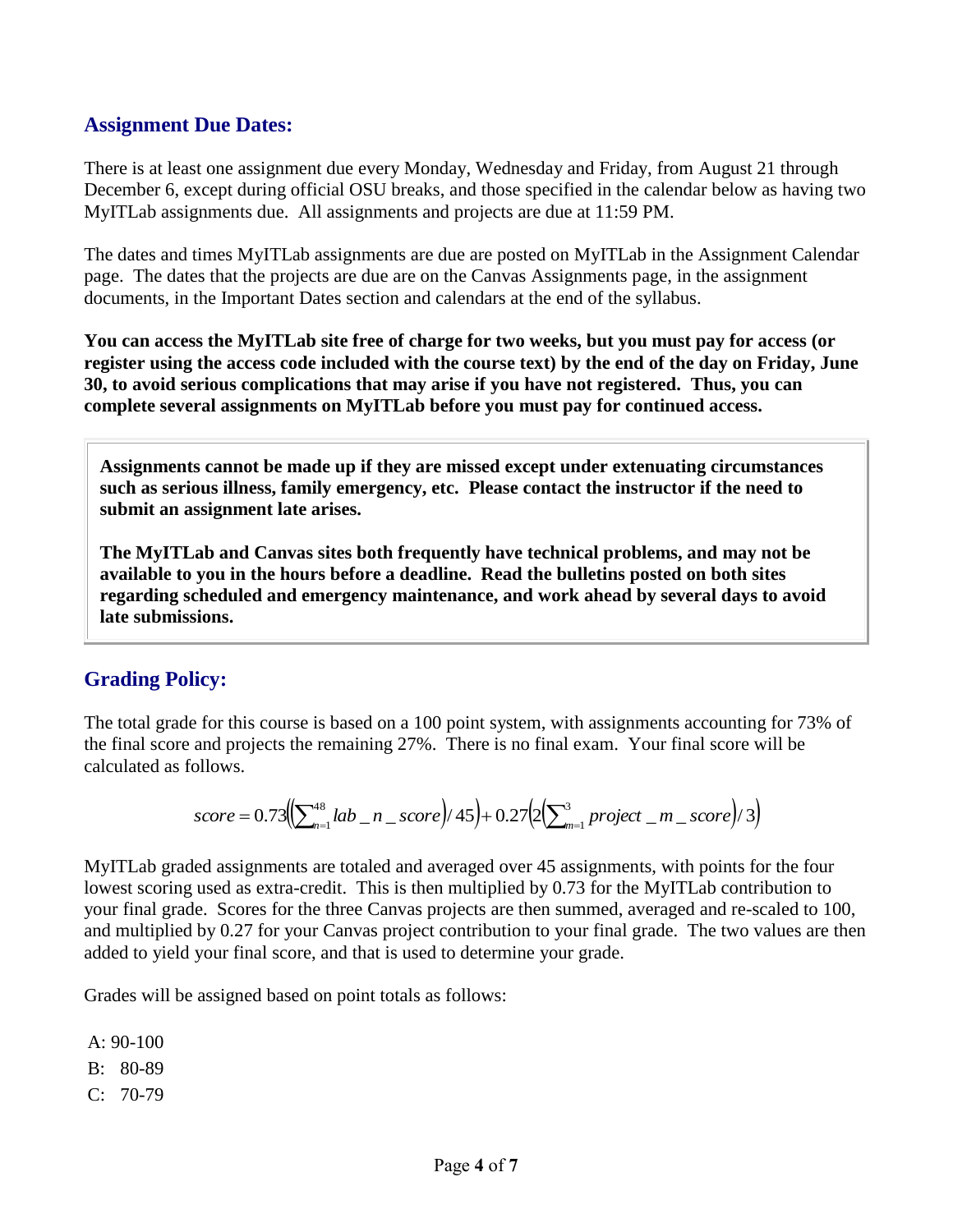## Assignment Due Dates:

There is at least one assignment due every Monday, Wednesday and Friday, from August 21 through December 6, except during official OSU breaks, and those specified in the calendar below as having two MyITLab assignments due. All assignments and projects are due at 11:59 PM.

The dates and times MyITLab assignments are due are posted on MyITLab in the Assignment Calendar page. The dates that the projects are due are on the Canvas Assignments page, in the assignment documents, in the Important Dates section and calendars at the end of the syllabus.

**You can access the MyITLab site free of charge for two weeks, but you must pay for access (or register using the access code included with the course text) by the end of the day on Friday, June 30, to avoid serious complications that may arise if you have not registered. Thus, you can complete several assignments on MyITLab before you must pay for continued access.**

**Assignments cannot be made up if they are missed except under extenuating circumstances such as serious illness, family emergency, etc. Please contact the instructor if the need to submit an assignment late arises.**

**The MyITLab and Canvas sites both frequently have technical problems, and may not be available to you in the hours before a deadline. Read the bulletins posted on both sites regarding scheduled and emergency maintenance, and work ahead by several days to avoid late submissions.**

## Grading Policy:

The total grade for this course is based on a 100 point system, with assignments accounting for 73% of the final score and projects the remaining 27%. There is no final exam. Your final score will be calculated as follows.

$$score = 0.73\left(\left(\sum_{n=1}^{48} lab\_n\_score\right)/45\right) + 0.27\left(2\left(\sum_{m=1}^{3} project\_m\_score\right)/3\right)$$

MyITLab graded assignments are totaled and averaged over 45 assignments, with points for the four lowest scoring used as extra-credit. This is then multiplied by 0.73 for the MyITLab contribution to your final grade. Scores for the three Canvas projects are then summed, averaged and re-scaled to 100, and multiplied by 0.27 for your Canvas project contribution to your final grade. The two values are then added to yield your final score, and that is used to determine your grade.

Grades will be assigned based on point totals as follows:

A: 90-100
B: 80-89
C: 70-79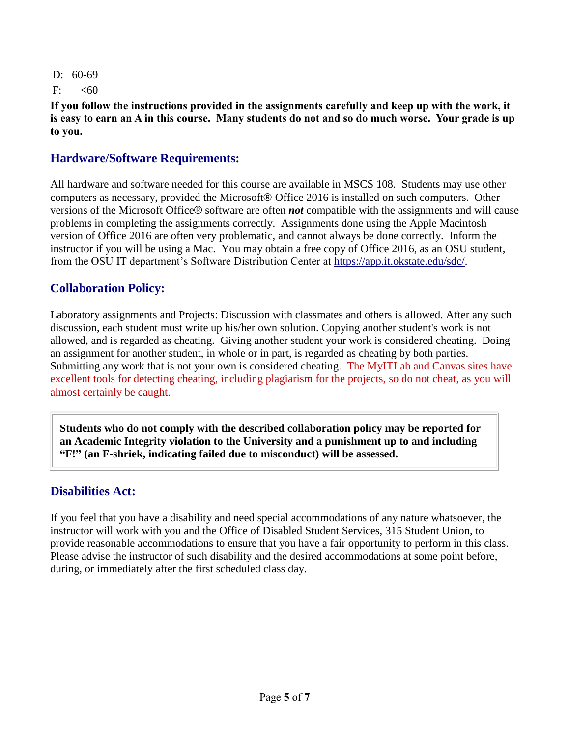D: 60-69

F: <60

**If you follow the instructions provided in the assignments carefully and keep up with the work, it is easy to earn an A in this course. Many students do not and so do much worse. Your grade is up to you.**

## Hardware/Software Requirements:

All hardware and software needed for this course are available in MSCS 108. Students may use other computers as necessary, provided the Microsoft® Office 2016 is installed on such computers. Other versions of the Microsoft Office® software are often ***not*** compatible with the assignments and will cause problems in completing the assignments correctly. Assignments done using the Apple Macintosh version of Office 2016 are often very problematic, and cannot always be done correctly. Inform the instructor if you will be using a Mac. You may obtain a free copy of Office 2016, as an OSU student, from the OSU IT department's Software Distribution Center at https://app.it.okstate.edu/sdc/.

## Collaboration Policy:

Laboratory assignments and Projects: Discussion with classmates and others is allowed. After any such discussion, each student must write up his/her own solution. Copying another student's work is not allowed, and is regarded as cheating. Giving another student your work is considered cheating. Doing an assignment for another student, in whole or in part, is regarded as cheating by both parties. Submitting any work that is not your own is considered cheating. The MyITLab and Canvas sites have excellent tools for detecting cheating, including plagiarism for the projects, so do not cheat, as you will almost certainly be caught.

**Students who do not comply with the described collaboration policy may be reported for an Academic Integrity violation to the University and a punishment up to and including "F!" (an F-shriek, indicating failed due to misconduct) will be assessed.**

## Disabilities Act:

If you feel that you have a disability and need special accommodations of any nature whatsoever, the instructor will work with you and the Office of Disabled Student Services, 315 Student Union, to provide reasonable accommodations to ensure that you have a fair opportunity to perform in this class. Please advise the instructor of such disability and the desired accommodations at some point before, during, or immediately after the first scheduled class day.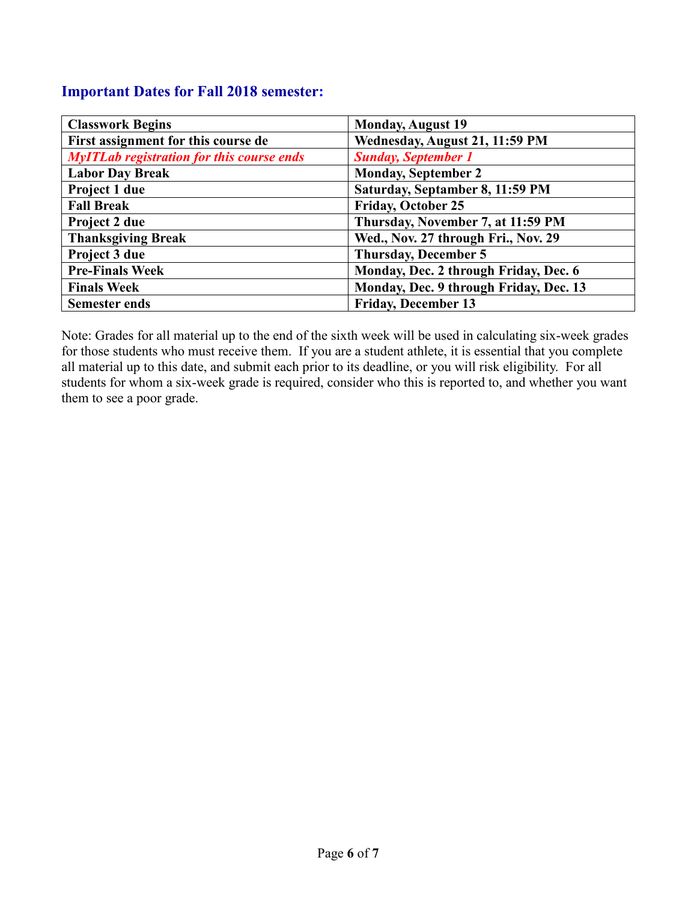## Important Dates for Fall 2018 semester:

| **Classwork Begins** | **Monday, August 19** |
|---|---|
| **First assignment for this course de** | **Wednesday, August 21, 11:59 PM** |
| ***MyITLab registration for this course ends*** | ***Sunday, September 1*** |
| **Labor Day Break** | **Monday, September 2** |
| **Project 1 due** | **Saturday, Septamber 8, 11:59 PM** |
| **Fall Break** | **Friday, October 25** |
| **Project 2 due** | **Thursday, November 7, at 11:59 PM** |
| **Thanksgiving Break** | **Wed., Nov. 27 through Fri., Nov. 29** |
| **Project 3 due** | **Thursday, December 5** |
| **Pre-Finals Week** | **Monday, Dec. 2 through Friday, Dec. 6** |
| **Finals Week** | **Monday, Dec. 9 through Friday, Dec. 13** |
| **Semester ends** | **Friday, December 13** |

Note: Grades for all material up to the end of the sixth week will be used in calculating six-week grades for those students who must receive them. If you are a student athlete, it is essential that you complete all material up to this date, and submit each prior to its deadline, or you will risk eligibility. For all students for whom a six-week grade is required, consider who this is reported to, and whether you want them to see a poor grade.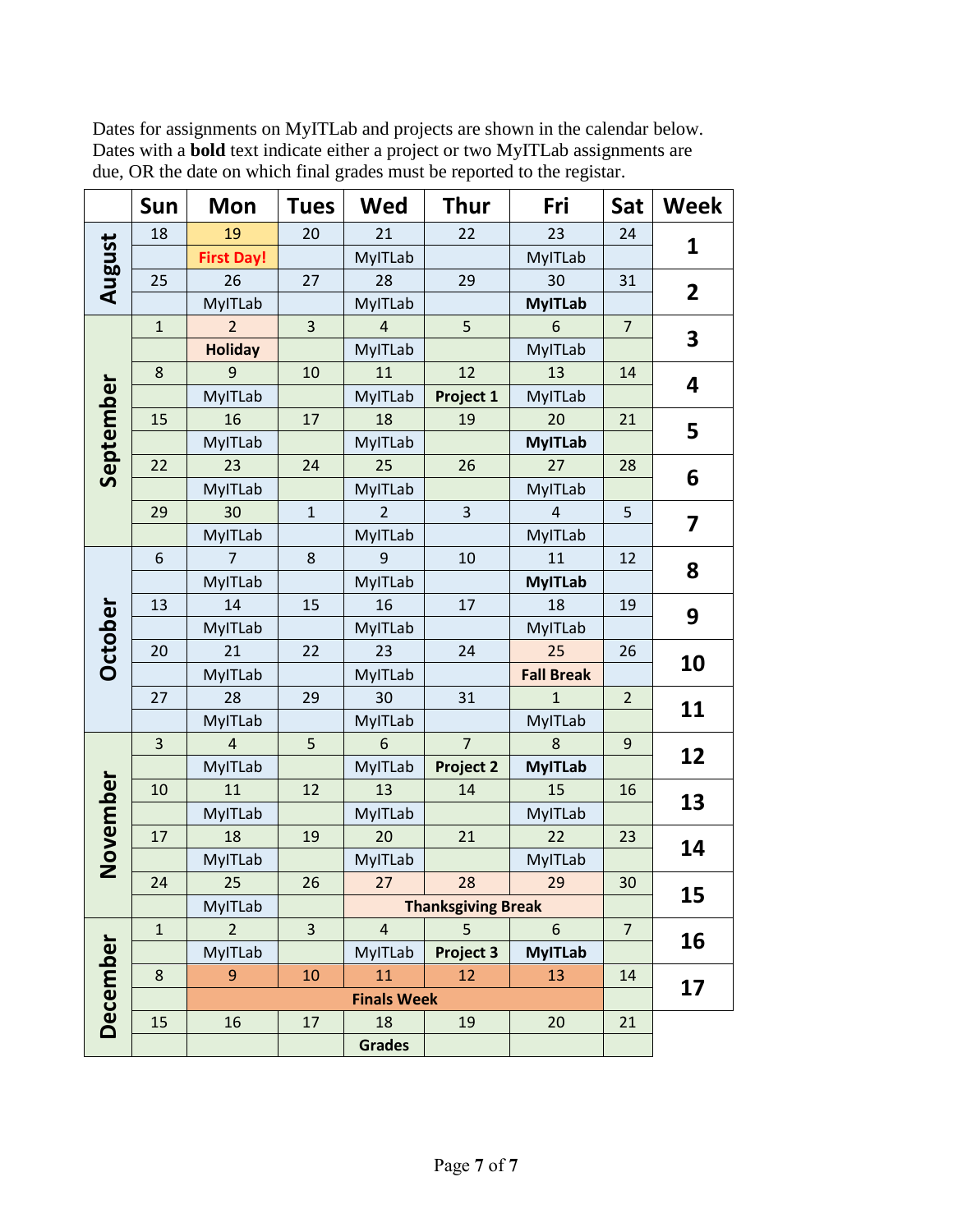Dates for assignments on MyITLab and projects are shown in the calendar below. Dates with a **bold** text indicate either a project or two MyITLab assignments are due, OR the date on which final grades must be reported to the registar.

| | Sun | Mon | Tues | Wed | Thur | Fri | Sat | Week |
|---|---|---|---|---|---|---|---|---|
| August | 18 | 19 | 20 | 21 | 22 | 23 | 24 | 1 |
| | | First Day! | | MyITLab | | MyITLab | | |
| | 25 | 26 | 27 | 28 | 29 | 30 | 31 | 2 |
| | | MyITLab | | MyITLab | | **MyITLab** | | |
| September | 1 | 2 | 3 | 4 | 5 | 6 | 7 | 3 |
| | | **Holiday** | | MyITLab | | MyITLab | | |
| | 8 | 9 | 10 | 11 | 12 | 13 | 14 | 4 |
| | | MyITLab | | MyITLab | **Project 1** | MyITLab | | |
| | 15 | 16 | 17 | 18 | 19 | 20 | 21 | 5 |
| | | MyITLab | | MyITLab | | **MyITLab** | | |
| | 22 | 23 | 24 | 25 | 26 | 27 | 28 | 6 |
| | | MyITLab | | MyITLab | | MyITLab | | |
| | 29 | 30 | 1 | 2 | 3 | 4 | 5 | 7 |
| | | MyITLab | | MyITLab | | MyITLab | | |
| October | 6 | 7 | 8 | 9 | 10 | 11 | 12 | 8 |
| | | MyITLab | | MyITLab | | **MyITLab** | | |
| | 13 | 14 | 15 | 16 | 17 | 18 | 19 | 9 |
| | | MyITLab | | MyITLab | | MyITLab | | |
| | 20 | 21 | 22 | 23 | 24 | 25 | 26 | 10 |
| | | MyITLab | | MyITLab | | **Fall Break** | | |
| | 27 | 28 | 29 | 30 | 31 | 1 | 2 | 11 |
| | | MyITLab | | MyITLab | | MyITLab | | |
| November | 3 | 4 | 5 | 6 | 7 | 8 | 9 | 12 |
| | | MyITLab | | MyITLab | **Project 2** | **MyITLab** | | |
| | 10 | 11 | 12 | 13 | 14 | 15 | 16 | 13 |
| | | MyITLab | | MyITLab | | MyITLab | | |
| | 17 | 18 | 19 | 20 | 21 | 22 | 23 | 14 |
| | | MyITLab | | MyITLab | | MyITLab | | |
| | 24 | 25 | 26 | 27 | 28 | 29 | 30 | 15 |
| | | MyITLab | | **Thanksgiving Break** | | | | |
| December | 1 | 2 | 3 | 4 | 5 | 6 | 7 | 16 |
| | | MyITLab | | MyITLab | **Project 3** | **MyITLab** | | |
| | 8 | 9 | 10 | 11 | 12 | 13 | 14 | 17 |
| | | **Finals Week** | | | | | | |
| | 15 | 16 | 17 | 18 | 19 | 20 | 21 | |
| | | | | **Grades** | | | | |